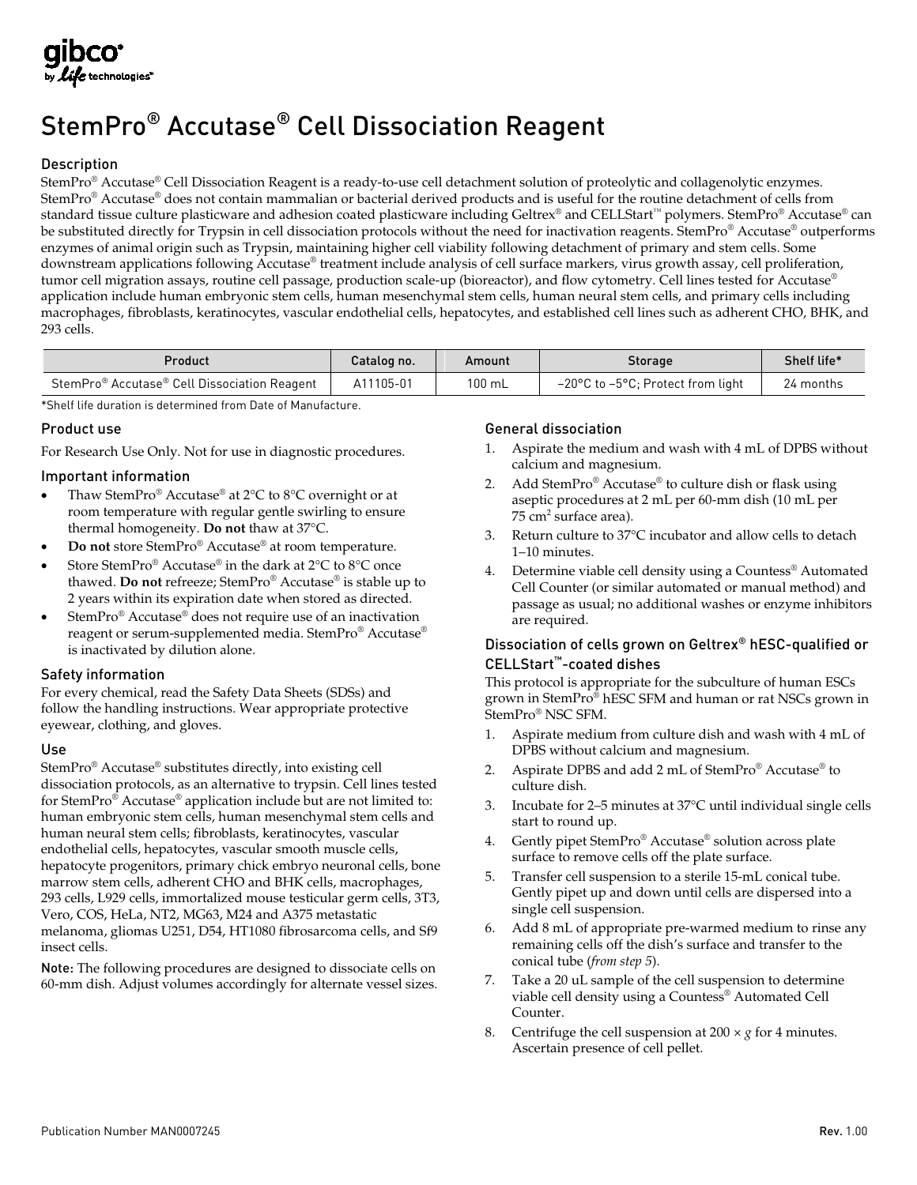# StemPro® Accutase® Cell Dissociation Reagent

## Description

StemPro® Accutase® Cell Dissociation Reagent is a ready-to-use cell detachment solution of proteolytic and collagenolytic enzymes. StemPro® Accutase® does not contain mammalian or bacterial derived products and is useful for the routine detachment of cells from standard tissue culture plasticware and adhesion coated plasticware including Geltrex® and CELLStart™ polymers. StemPro® Accutase® can be substituted directly for Trypsin in cell dissociation protocols without the need for inactivation reagents. StemPro® Accutase® outperforms enzymes of animal origin such as Trypsin, maintaining higher cell viability following detachment of primary and stem cells. Some downstream applications following Accutase® treatment include analysis of cell surface markers, virus growth assay, cell proliferation, tumor cell migration assays, routine cell passage, production scale-up (bioreactor), and flow cytometry. Cell lines tested for Accutase® application include human embryonic stem cells, human mesenchymal stem cells, human neural stem cells, and primary cells including macrophages, fibroblasts, keratinocytes, vascular endothelial cells, hepatocytes, and established cell lines such as adherent CHO, BHK, and 293 cells.

| Product | Catalog no. | Amount | Storage | Shelf life* |
|---|---|---|---|---|
| StemPro® Accutase® Cell Dissociation Reagent | A11105-01 | 100 mL | –20°C to –5°C; Protect from light | 24 months |

*Shelf life duration is determined from Date of Manufacture.

## Product use

For Research Use Only. Not for use in diagnostic procedures.

## Important information

- Thaw StemPro® Accutase® at 2°C to 8°C overnight or at room temperature with regular gentle swirling to ensure thermal homogeneity. **Do not** thaw at 37°C.
- **Do not** store StemPro® Accutase® at room temperature.
- Store StemPro® Accutase® in the dark at 2°C to 8°C once thawed. **Do not** refreeze; StemPro® Accutase® is stable up to 2 years within its expiration date when stored as directed.
- StemPro® Accutase® does not require use of an inactivation reagent or serum-supplemented media. StemPro® Accutase® is inactivated by dilution alone.

## Safety information

For every chemical, read the Safety Data Sheets (SDSs) and follow the handling instructions. Wear appropriate protective eyewear, clothing, and gloves.

## Use

StemPro® Accutase® substitutes directly, into existing cell dissociation protocols, as an alternative to trypsin. Cell lines tested for StemPro® Accutase® application include but are not limited to: human embryonic stem cells, human mesenchymal stem cells and human neural stem cells; fibroblasts, keratinocytes, vascular endothelial cells, hepatocytes, vascular smooth muscle cells, hepatocyte progenitors, primary chick embryo neuronal cells, bone marrow stem cells, adherent CHO and BHK cells, macrophages, 293 cells, L929 cells, immortalized mouse testicular germ cells, 3T3, Vero, COS, HeLa, NT2, MG63, M24 and A375 metastatic melanoma, gliomas U251, D54, HT1080 fibrosarcoma cells, and Sf9 insect cells.

**Note:** The following procedures are designed to dissociate cells on 60-mm dish. Adjust volumes accordingly for alternate vessel sizes.

## General dissociation

1. Aspirate the medium and wash with 4 mL of DPBS without calcium and magnesium.
2. Add StemPro® Accutase® to culture dish or flask using aseptic procedures at 2 mL per 60-mm dish (10 mL per 75 $cm^2$ surface area).
3. Return culture to 37°C incubator and allow cells to detach 1–10 minutes.
4. Determine viable cell density using a Countess® Automated Cell Counter (or similar automated or manual method) and passage as usual; no additional washes or enzyme inhibitors are required.

## Dissociation of cells grown on Geltrex® hESC-qualified or CELLStart™-coated dishes

This protocol is appropriate for the subculture of human ESCs grown in StemPro® hESC SFM and human or rat NSCs grown in StemPro® NSC SFM.

1. Aspirate medium from culture dish and wash with 4 mL of DPBS without calcium and magnesium.
2. Aspirate DPBS and add 2 mL of StemPro® Accutase® to culture dish.
3. Incubate for 2–5 minutes at 37°C until individual single cells start to round up.
4. Gently pipet StemPro® Accutase® solution across plate surface to remove cells off the plate surface.
5. Transfer cell suspension to a sterile 15-mL conical tube. Gently pipet up and down until cells are dispersed into a single cell suspension.
6. Add 8 mL of appropriate pre-warmed medium to rinse any remaining cells off the dish's surface and transfer to the conical tube (*from step 5*).
7. Take a 20 uL sample of the cell suspension to determine viable cell density using a Countess® Automated Cell Counter.
8. Centrifuge the cell suspension at 200 × *g* for 4 minutes. Ascertain presence of cell pellet.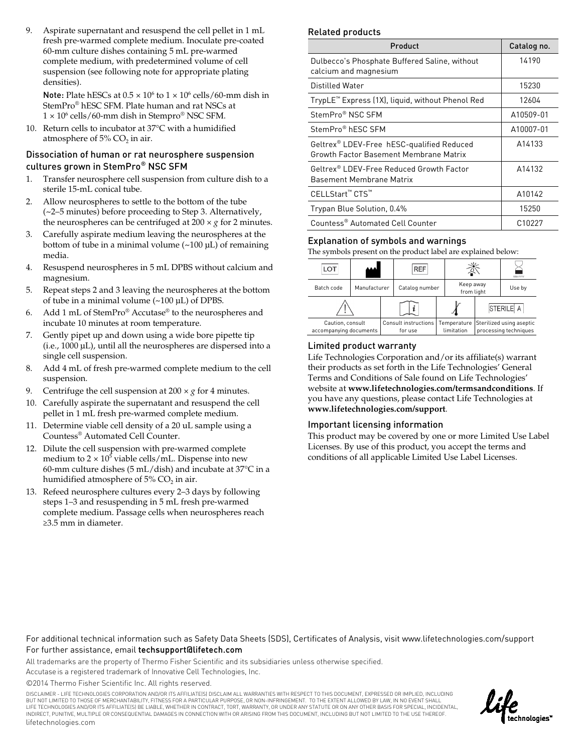9. Aspirate supernatant and resuspend the cell pellet in 1 mL fresh pre-warmed complete medium. Inoculate pre-coated 60-mm culture dishes containing 5 mL pre-warmed complete medium, with predetermined volume of cell suspension (see following note for appropriate plating densities).

   **Note:** Plate hESCs at $0.5 \times 10^6$ to $1 \times 10^6$ cells/60-mm dish in StemPro® hESC SFM. Plate human and rat NSCs at $1 \times 10^6$ cells/60-mm dish in Stempro® NSC SFM.

10. Return cells to incubator at 37°C with a humidified atmosphere of 5% $CO_2$ in air.

### Dissociation of human or rat neurosphere suspension cultures grown in StemPro® NSC SFM

1. Transfer neurosphere cell suspension from culture dish to a sterile 15-mL conical tube.
2. Allow neurospheres to settle to the bottom of the tube (~2–5 minutes) before proceeding to Step 3. Alternatively, the neurospheres can be centrifuged at $200 \times g$ for 2 minutes.
3. Carefully aspirate medium leaving the neurospheres at the bottom of tube in a minimal volume (~100 µL) of remaining media.
4. Resuspend neurospheres in 5 mL DPBS without calcium and magnesium.
5. Repeat steps 2 and 3 leaving the neurospheres at the bottom of tube in a minimal volume (~100 µL) of DPBS.
6. Add 1 mL of StemPro® Accutase® to the neurospheres and incubate 10 minutes at room temperature.
7. Gently pipet up and down using a wide bore pipette tip (i.e., 1000 µL), until all the neurospheres are dispersed into a single cell suspension.
8. Add 4 mL of fresh pre-warmed complete medium to the cell suspension.
9. Centrifuge the cell suspension at $200 \times g$ for 4 minutes.
10. Carefully aspirate the supernatant and resuspend the cell pellet in 1 mL fresh pre-warmed complete medium.
11. Determine viable cell density of a 20 uL sample using a Countess® Automated Cell Counter.
12. Dilute the cell suspension with pre-warmed complete medium to $2 \times 10^5$ viable cells/mL. Dispense into new 60-mm culture dishes (5 mL/dish) and incubate at 37°C in a humidified atmosphere of 5% $CO_2$ in air.
13. Refeed neurosphere cultures every 2–3 days by following steps 1–3 and resuspending in 5 mL fresh pre-warmed complete medium. Passage cells when neurospheres reach ≥3.5 mm in diameter.

### Related products

| Product | Catalog no. |
|---|---|
| Dulbecco's Phosphate Buffered Saline, without calcium and magnesium | 14190 |
| Distilled Water | 15230 |
| TrypLE™ Express (1X), liquid, without Phenol Red | 12604 |
| StemPro® NSC SFM | A10509-01 |
| StemPro® hESC SFM | A10007-01 |
| Geltrex® LDEV-Free hESC-qualified Reduced Growth Factor Basement Membrane Matrix | A14133 |
| Geltrex® LDEV-Free Reduced Growth Factor Basement Membrane Matrix | A14132 |
| CELLStart™ CTS™ | A10142 |
| Trypan Blue Solution, 0.4% | 15250 |
| Countess® Automated Cell Counter | C10227 |

### Explanation of symbols and warnings

The symbols present on the product label are explained below:

| LOT | | REF | | |
|---|---|---|---|---|
| Batch code | Manufacturer | Catalog number | Keep away from light | Use by |

| | | | STERILE A |
|---|---|---|---|
| Caution, consult accompanying documents | Consult instructions for use | Temperature limitation | Sterilized using aseptic processing techniques |

### Limited product warranty

Life Technologies Corporation and/or its affiliate(s) warrant their products as set forth in the Life Technologies' General Terms and Conditions of Sale found on Life Technologies' website at **www.lifetechnologies.com/termsandconditions**. If you have any questions, please contact Life Technologies at **www.lifetechnologies.com/support**.

### Important licensing information

This product may be covered by one or more Limited Use Label Licenses. By use of this product, you accept the terms and conditions of all applicable Limited Use Label Licenses.

For additional technical information such as Safety Data Sheets (SDS), Certificates of Analysis, visit www.lifetechnologies.com/support
For further assistance, email techsupport@lifetech.com

All trademarks are the property of Thermo Fisher Scientific and its subsidiaries unless otherwise specified.
Accutase is a registered trademark of Innovative Cell Technologies, Inc.

©2014 Thermo Fisher Scientific Inc. All rights reserved.

DISCLAIMER - LIFE TECHNOLOGIES CORPORATION AND/OR ITS AFFILIATE(S) DISCLAIM ALL WARRANTIES WITH RESPECT TO THIS DOCUMENT, EXPRESSED OR IMPLIED, INCLUDING BUT NOT LIMITED TO THOSE OF MERCHANTABILITY, FITNESS FOR A PARTICULAR PURPOSE, OR NON-INFRINGEMENT. TO THE EXTENT ALLOWED BY LAW, IN NO EVENT SHALL LIFE TECHNOLOGIES AND/OR ITS AFFILIATE(S) BE LIABLE, WHETHER IN CONTRACT, TORT, WARRANTY, OR UNDER ANY STATUTE OR ON ANY OTHER BASIS FOR SPECIAL, INCIDENTAL, INDIRECT, PUNITIVE, MULTIPLE OR CONSEQUENTIAL DAMAGES IN CONNECTION WITH OR ARISING FROM THIS DOCUMENT, INCLUDING BUT NOT LIMITED TO THE USE THEREOF.

lifetechnologies.com

life technologies™